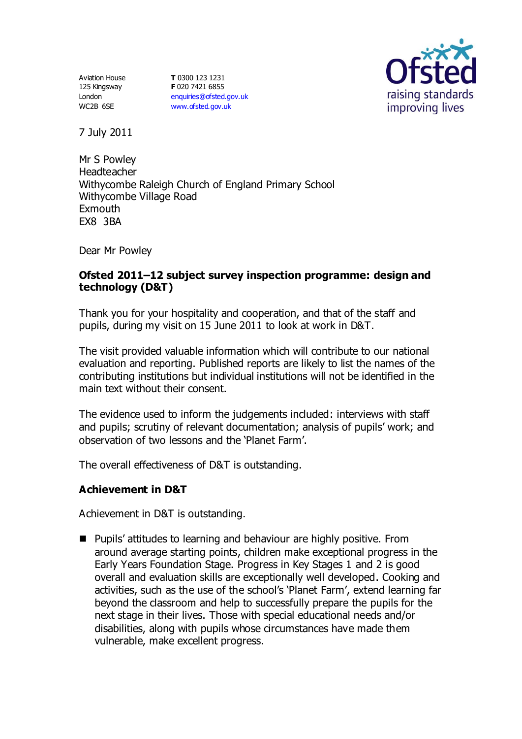Aviation House
125 Kingsway
London
WC2B 6SE

**T** 0300 123 1231
**F** 020 7421 6855
enquiries@ofsted.gov.uk
www.ofsted.gov.uk

Ofsted
raising standards
improving lives

7 July 2011

Mr S Powley
Headteacher
Withycombe Raleigh Church of England Primary School
Withycombe Village Road
Exmouth
EX8 3BA

Dear Mr Powley

**Ofsted 2011–12 subject survey inspection programme: design and technology (D&T)**

Thank you for your hospitality and cooperation, and that of the staff and pupils, during my visit on 15 June 2011 to look at work in D&T.

The visit provided valuable information which will contribute to our national evaluation and reporting. Published reports are likely to list the names of the contributing institutions but individual institutions will not be identified in the main text without their consent.

The evidence used to inform the judgements included: interviews with staff and pupils; scrutiny of relevant documentation; analysis of pupils' work; and observation of two lessons and the 'Planet Farm'.

The overall effectiveness of D&T is outstanding.

**Achievement in D&T**

Achievement in D&T is outstanding.

- Pupils' attitudes to learning and behaviour are highly positive. From around average starting points, children make exceptional progress in the Early Years Foundation Stage. Progress in Key Stages 1 and 2 is good overall and evaluation skills are exceptionally well developed. Cooking and activities, such as the use of the school's 'Planet Farm', extend learning far beyond the classroom and help to successfully prepare the pupils for the next stage in their lives. Those with special educational needs and/or disabilities, along with pupils whose circumstances have made them vulnerable, make excellent progress.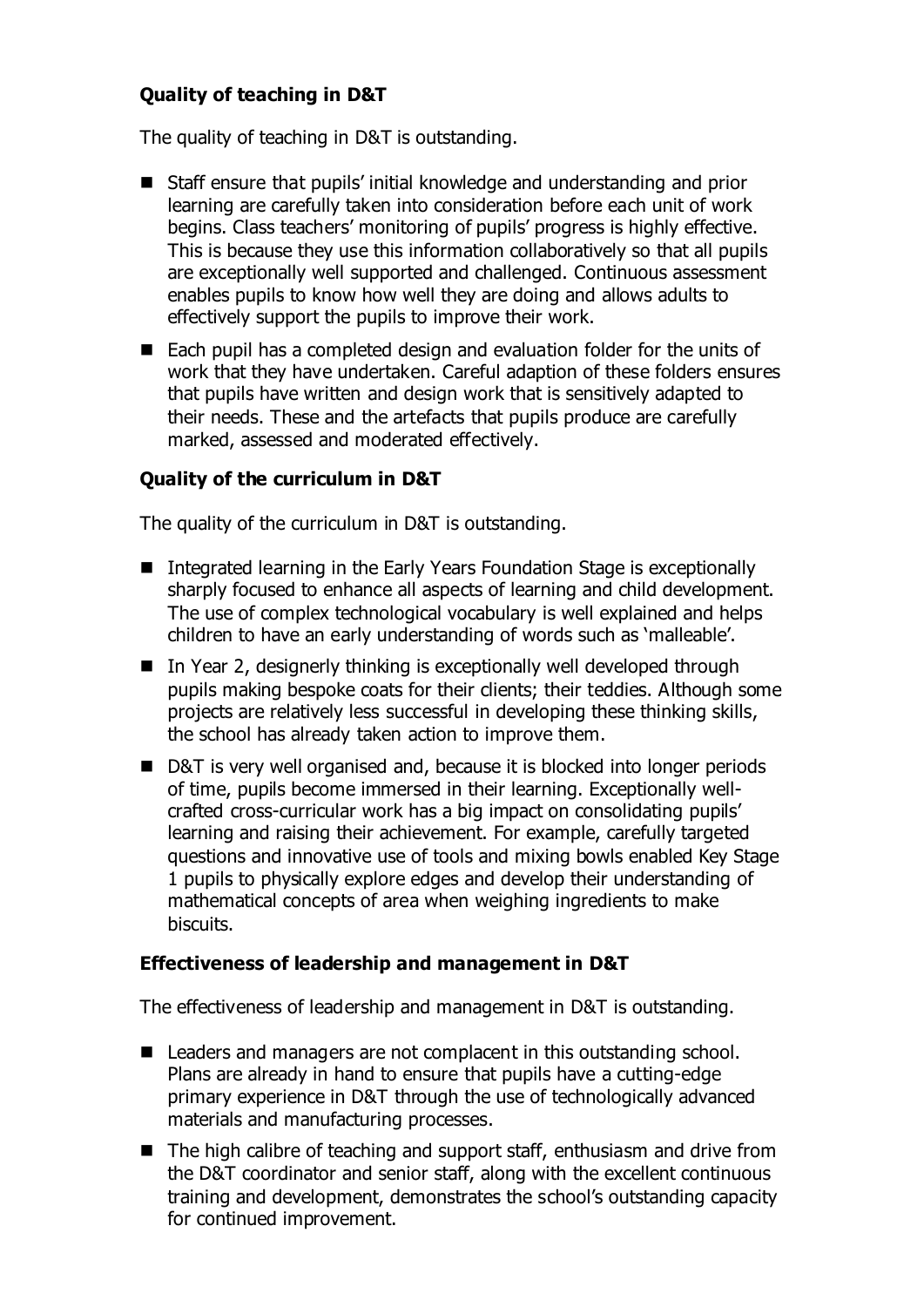**Quality of teaching in D&T**

The quality of teaching in D&T is outstanding.

- Staff ensure that pupils' initial knowledge and understanding and prior learning are carefully taken into consideration before each unit of work begins. Class teachers' monitoring of pupils' progress is highly effective. This is because they use this information collaboratively so that all pupils are exceptionally well supported and challenged. Continuous assessment enables pupils to know how well they are doing and allows adults to effectively support the pupils to improve their work.
- Each pupil has a completed design and evaluation folder for the units of work that they have undertaken. Careful adaption of these folders ensures that pupils have written and design work that is sensitively adapted to their needs. These and the artefacts that pupils produce are carefully marked, assessed and moderated effectively.

**Quality of the curriculum in D&T**

The quality of the curriculum in D&T is outstanding.

- Integrated learning in the Early Years Foundation Stage is exceptionally sharply focused to enhance all aspects of learning and child development. The use of complex technological vocabulary is well explained and helps children to have an early understanding of words such as 'malleable'.
- In Year 2, designerly thinking is exceptionally well developed through pupils making bespoke coats for their clients; their teddies. Although some projects are relatively less successful in developing these thinking skills, the school has already taken action to improve them.
- D&T is very well organised and, because it is blocked into longer periods of time, pupils become immersed in their learning. Exceptionally well-crafted cross-curricular work has a big impact on consolidating pupils' learning and raising their achievement. For example, carefully targeted questions and innovative use of tools and mixing bowls enabled Key Stage 1 pupils to physically explore edges and develop their understanding of mathematical concepts of area when weighing ingredients to make biscuits.

**Effectiveness of leadership and management in D&T**

The effectiveness of leadership and management in D&T is outstanding.

- Leaders and managers are not complacent in this outstanding school. Plans are already in hand to ensure that pupils have a cutting-edge primary experience in D&T through the use of technologically advanced materials and manufacturing processes.
- The high calibre of teaching and support staff, enthusiasm and drive from the D&T coordinator and senior staff, along with the excellent continuous training and development, demonstrates the school's outstanding capacity for continued improvement.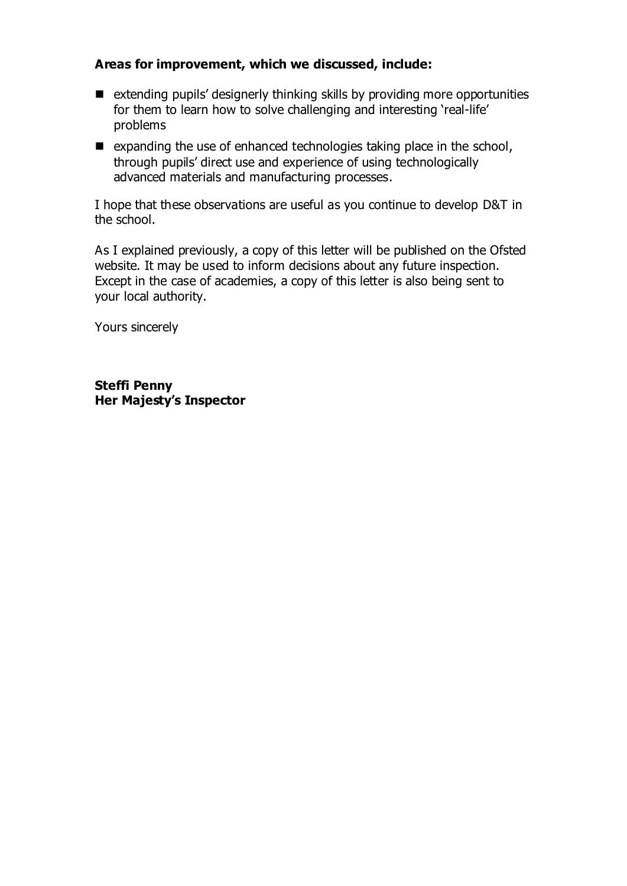**Areas for improvement, which we discussed, include:**

- extending pupils' designerly thinking skills by providing more opportunities for them to learn how to solve challenging and interesting 'real-life' problems
- expanding the use of enhanced technologies taking place in the school, through pupils' direct use and experience of using technologically advanced materials and manufacturing processes.

I hope that these observations are useful as you continue to develop D&T in the school.

As I explained previously, a copy of this letter will be published on the Ofsted website. It may be used to inform decisions about any future inspection. Except in the case of academies, a copy of this letter is also being sent to your local authority.

Yours sincerely

**Steffi Penny**
**Her Majesty's Inspector**